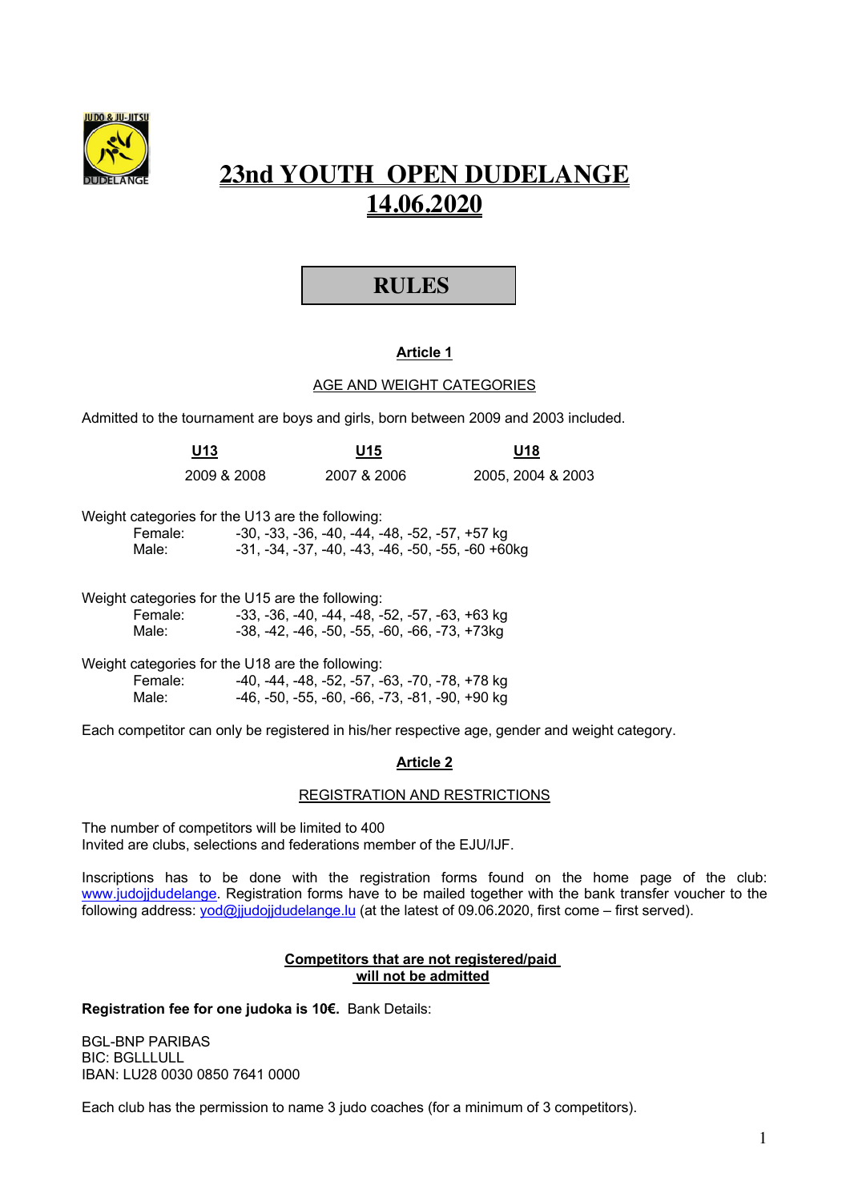# 23nd YOUTH OPEN DUDELANGE
# 14.06.2020

## RULES

### Article 1

AGE AND WEIGHT CATEGORIES

Admitted to the tournament are boys and girls, born between 2009 and 2003 included.

| U13 | U15 | U18 |
|---|---|---|
| 2009 & 2008 | 2007 & 2006 | 2005, 2004 & 2003 |

Weight categories for the U13 are the following:
- Female: -30, -33, -36, -40, -44, -48, -52, -57, +57 kg
- Male: -31, -34, -37, -40, -43, -46, -50, -55, -60 +60kg

Weight categories for the U15 are the following:
- Female: -33, -36, -40, -44, -48, -52, -57, -63, +63 kg
- Male: -38, -42, -46, -50, -55, -60, -66, -73, +73kg

Weight categories for the U18 are the following:
- Female: -40, -44, -48, -52, -57, -63, -70, -78, +78 kg
- Male: -46, -50, -55, -60, -66, -73, -81, -90, +90 kg

Each competitor can only be registered in his/her respective age, gender and weight category.

### Article 2

REGISTRATION AND RESTRICTIONS

The number of competitors will be limited to 400
Invited are clubs, selections and federations member of the EJU/IJF.

Inscriptions has to be done with the registration forms found on the home page of the club: www.judojjdudelange. Registration forms have to be mailed together with the bank transfer voucher to the following address: yod@jjudojjdudelange.lu (at the latest of 09.06.2020, first come – first served).

**Competitors that are not registered/paid will not be admitted**

**Registration fee for one judoka is 10€.** Bank Details:

BGL-BNP PARIBAS
BIC: BGLLLULL
IBAN: LU28 0030 0850 7641 0000

Each club has the permission to name 3 judo coaches (for a minimum of 3 competitors).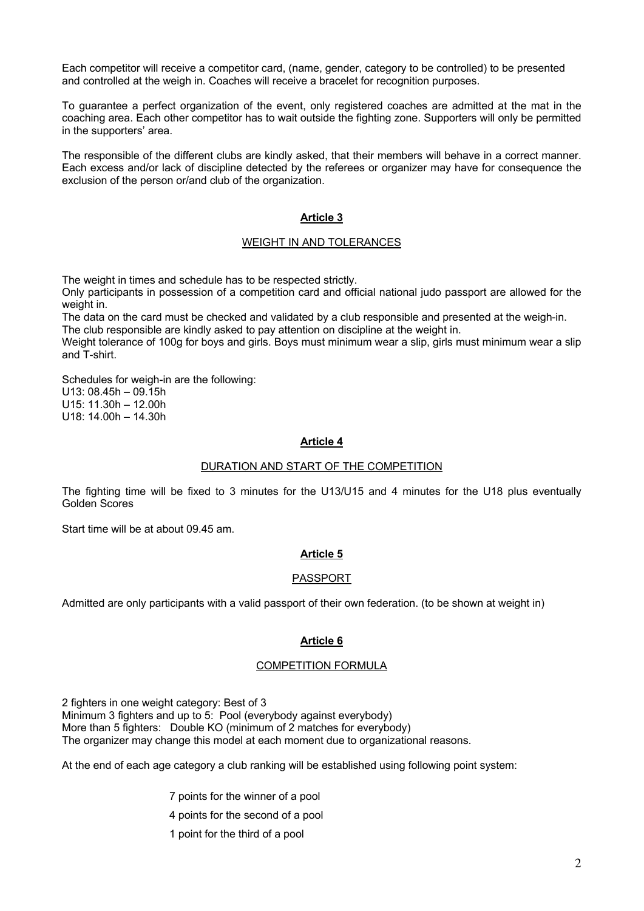Each competitor will receive a competitor card, (name, gender, category to be controlled) to be presented and controlled at the weigh in. Coaches will receive a bracelet for recognition purposes.

To guarantee a perfect organization of the event, only registered coaches are admitted at the mat in the coaching area. Each other competitor has to wait outside the fighting zone. Supporters will only be permitted in the supporters' area.

The responsible of the different clubs are kindly asked, that their members will behave in a correct manner. Each excess and/or lack of discipline detected by the referees or organizer may have for consequence the exclusion of the person or/and club of the organization.

## Article 3

### WEIGHT IN AND TOLERANCES

The weight in times and schedule has to be respected strictly.
Only participants in possession of a competition card and official national judo passport are allowed for the weight in.
The data on the card must be checked and validated by a club responsible and presented at the weigh-in.
The club responsible are kindly asked to pay attention on discipline at the weight in.
Weight tolerance of 100g for boys and girls. Boys must minimum wear a slip, girls must minimum wear a slip and T-shirt.

Schedules for weigh-in are the following:
U13: 08.45h – 09.15h
U15: 11.30h – 12.00h
U18: 14.00h – 14.30h

## Article 4

### DURATION AND START OF THE COMPETITION

The fighting time will be fixed to 3 minutes for the U13/U15 and 4 minutes for the U18 plus eventually Golden Scores

Start time will be at about 09.45 am.

## Article 5

### PASSPORT

Admitted are only participants with a valid passport of their own federation. (to be shown at weight in)

## Article 6

### COMPETITION FORMULA

2 fighters in one weight category: Best of 3
Minimum 3 fighters and up to 5: Pool (everybody against everybody)
More than 5 fighters: Double KO (minimum of 2 matches for everybody)
The organizer may change this model at each moment due to organizational reasons.

At the end of each age category a club ranking will be established using following point system:

7 points for the winner of a pool

4 points for the second of a pool

1 point for the third of a pool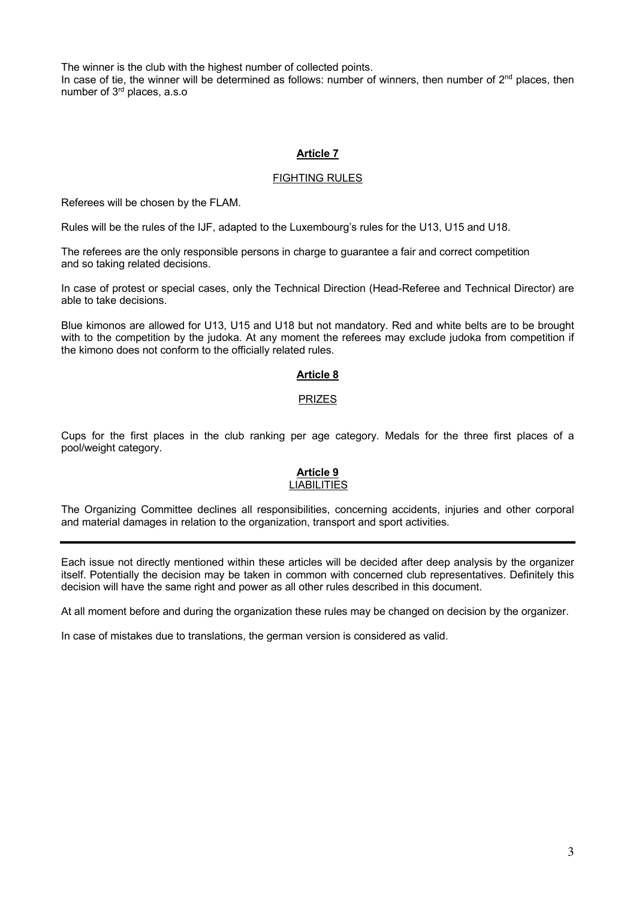The winner is the club with the highest number of collected points.
In case of tie, the winner will be determined as follows: number of winners, then number of 2nd places, then number of 3rd places, a.s.o

## Article 7

### FIGHTING RULES

Referees will be chosen by the FLAM.

Rules will be the rules of the IJF, adapted to the Luxembourg's rules for the U13, U15 and U18.

The referees are the only responsible persons in charge to guarantee a fair and correct competition and so taking related decisions.

In case of protest or special cases, only the Technical Direction (Head-Referee and Technical Director) are able to take decisions.

Blue kimonos are allowed for U13, U15 and U18 but not mandatory. Red and white belts are to be brought with to the competition by the judoka. At any moment the referees may exclude judoka from competition if the kimono does not conform to the officially related rules.

## Article 8

### PRIZES

Cups for the first places in the club ranking per age category. Medals for the three first places of a pool/weight category.

## Article 9

### LIABILITIES

The Organizing Committee declines all responsibilities, concerning accidents, injuries and other corporal and material damages in relation to the organization, transport and sport activities.

---

Each issue not directly mentioned within these articles will be decided after deep analysis by the organizer itself. Potentially the decision may be taken in common with concerned club representatives. Definitely this decision will have the same right and power as all other rules described in this document.

At all moment before and during the organization these rules may be changed on decision by the organizer.

In case of mistakes due to translations, the german version is considered as valid.